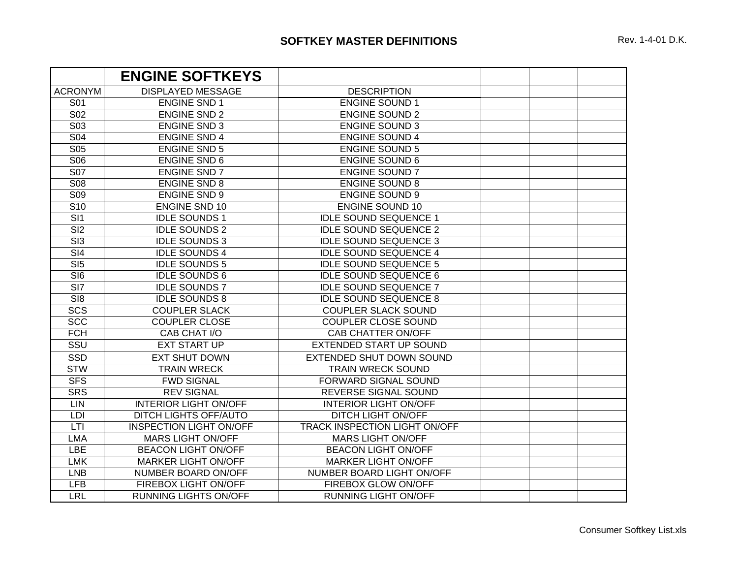# SOFTKEY MASTER DEFINITIONS

Rev. 1-4-01 D.K.

| | ENGINE SOFTKEYS | | | | |
|---|---|---|---|---|---|
| ACRONYM | DISPLAYED MESSAGE | DESCRIPTION | | | |
| S01 | ENGINE SND 1 | ENGINE SOUND 1 | | | |
| S02 | ENGINE SND 2 | ENGINE SOUND 2 | | | |
| S03 | ENGINE SND 3 | ENGINE SOUND 3 | | | |
| S04 | ENGINE SND 4 | ENGINE SOUND 4 | | | |
| S05 | ENGINE SND 5 | ENGINE SOUND 5 | | | |
| S06 | ENGINE SND 6 | ENGINE SOUND 6 | | | |
| S07 | ENGINE SND 7 | ENGINE SOUND 7 | | | |
| S08 | ENGINE SND 8 | ENGINE SOUND 8 | | | |
| S09 | ENGINE SND 9 | ENGINE SOUND 9 | | | |
| S10 | ENGINE SND 10 | ENGINE SOUND 10 | | | |
| SI1 | IDLE SOUNDS 1 | IDLE SOUND SEQUENCE 1 | | | |
| SI2 | IDLE SOUNDS 2 | IDLE SOUND SEQUENCE 2 | | | |
| SI3 | IDLE SOUNDS 3 | IDLE SOUND SEQUENCE 3 | | | |
| SI4 | IDLE SOUNDS 4 | IDLE SOUND SEQUENCE 4 | | | |
| SI5 | IDLE SOUNDS 5 | IDLE SOUND SEQUENCE 5 | | | |
| SI6 | IDLE SOUNDS 6 | IDLE SOUND SEQUENCE 6 | | | |
| SI7 | IDLE SOUNDS 7 | IDLE SOUND SEQUENCE 7 | | | |
| SI8 | IDLE SOUNDS 8 | IDLE SOUND SEQUENCE 8 | | | |
| SCS | COUPLER SLACK | COUPLER SLACK SOUND | | | |
| SCC | COUPLER CLOSE | COUPLER CLOSE SOUND | | | |
| FCH | CAB CHAT I/O | CAB CHATTER ON/OFF | | | |
| SSU | EXT START UP | EXTENDED START UP SOUND | | | |
| SSD | EXT SHUT DOWN | EXTENDED SHUT DOWN SOUND | | | |
| STW | TRAIN WRECK | TRAIN WRECK SOUND | | | |
| SFS | FWD SIGNAL | FORWARD SIGNAL SOUND | | | |
| SRS | REV SIGNAL | REVERSE SIGNAL SOUND | | | |
| LIN | INTERIOR LIGHT ON/OFF | INTERIOR LIGHT ON/OFF | | | |
| LDI | DITCH LIGHTS OFF/AUTO | DITCH LIGHT ON/OFF | | | |
| LTI | INSPECTION LIGHT ON/OFF | TRACK INSPECTION LIGHT ON/OFF | | | |
| LMA | MARS LIGHT ON/OFF | MARS LIGHT ON/OFF | | | |
| LBE | BEACON LIGHT ON/OFF | BEACON LIGHT ON/OFF | | | |
| LMK | MARKER LIGHT ON/OFF | MARKER LIGHT ON/OFF | | | |
| LNB | NUMBER BOARD ON/OFF | NUMBER BOARD LIGHT ON/OFF | | | |
| LFB | FIREBOX LIGHT ON/OFF | FIREBOX GLOW ON/OFF | | | |
| LRL | RUNNING LIGHTS ON/OFF | RUNNING LIGHT ON/OFF | | | |

Consumer Softkey List.xls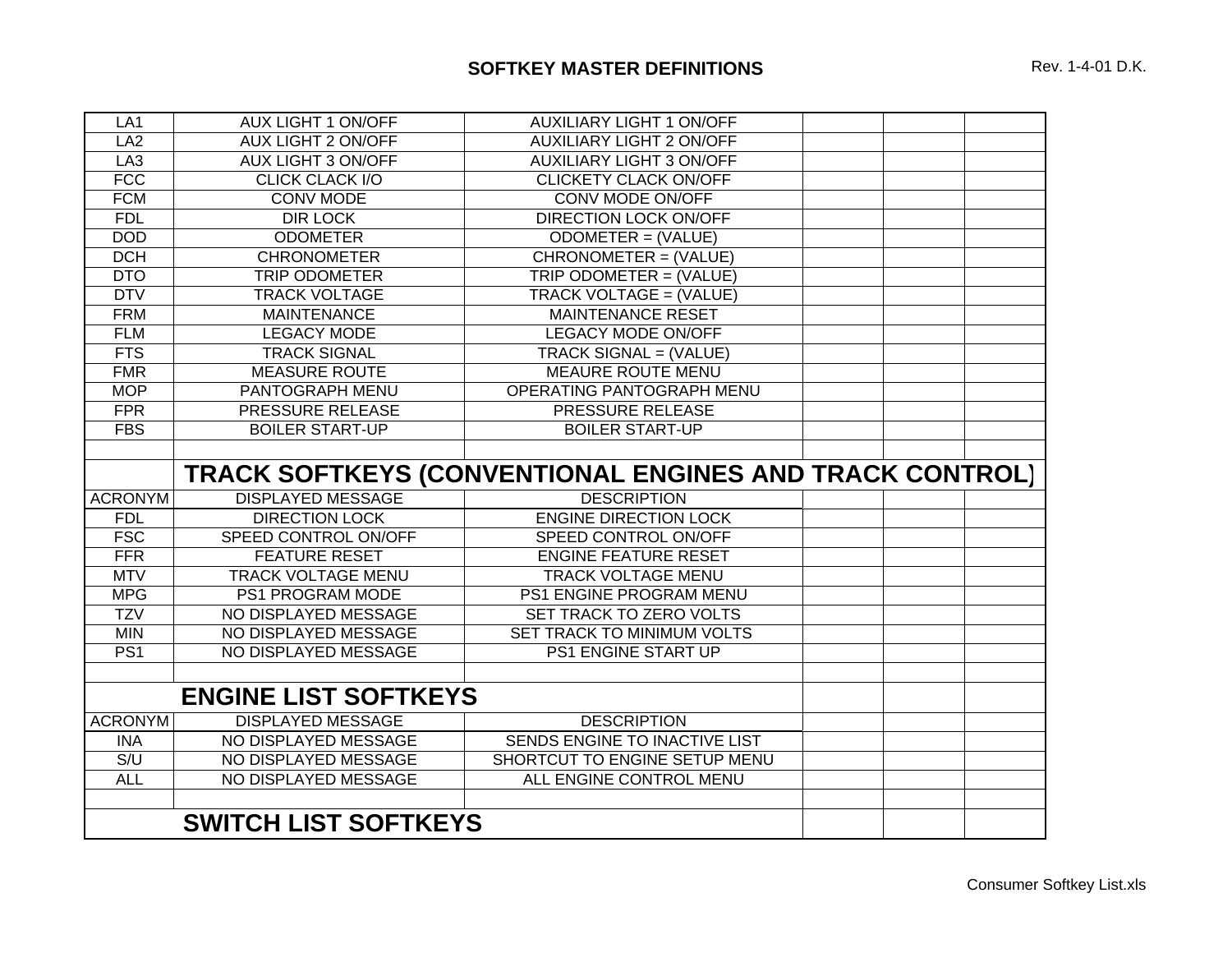## SOFTKEY MASTER DEFINITIONS

| | | | | | |
|---|---|---|---|---|---|
| LA1 | AUX LIGHT 1 ON/OFF | AUXILIARY LIGHT 1 ON/OFF | | | |
| LA2 | AUX LIGHT 2 ON/OFF | AUXILIARY LIGHT 2 ON/OFF | | | |
| LA3 | AUX LIGHT 3 ON/OFF | AUXILIARY LIGHT 3 ON/OFF | | | |
| FCC | CLICK CLACK I/O | CLICKETY CLACK ON/OFF | | | |
| FCM | CONV MODE | CONV MODE ON/OFF | | | |
| FDL | DIR LOCK | DIRECTION LOCK ON/OFF | | | |
| DOD | ODOMETER | ODOMETER = (VALUE) | | | |
| DCH | CHRONOMETER | CHRONOMETER = (VALUE) | | | |
| DTO | TRIP ODOMETER | TRIP ODOMETER = (VALUE) | | | |
| DTV | TRACK VOLTAGE | TRACK VOLTAGE = (VALUE) | | | |
| FRM | MAINTENANCE | MAINTENANCE RESET | | | |
| FLM | LEGACY MODE | LEGACY MODE ON/OFF | | | |
| FTS | TRACK SIGNAL | TRACK SIGNAL = (VALUE) | | | |
| FMR | MEASURE ROUTE | MEAURE ROUTE MENU | | | |
| MOP | PANTOGRAPH MENU | OPERATING PANTOGRAPH MENU | | | |
| FPR | PRESSURE RELEASE | PRESSURE RELEASE | | | |
| FBS | BOILER START-UP | BOILER START-UP | | | |
| | | | | | |
| | **TRACK SOFTKEYS (CONVENTIONAL ENGINES AND TRACK CONTROL)** | | | | |
| ACRONYM | DISPLAYED MESSAGE | DESCRIPTION | | | |
| FDL | DIRECTION LOCK | ENGINE DIRECTION LOCK | | | |
| FSC | SPEED CONTROL ON/OFF | SPEED CONTROL ON/OFF | | | |
| FFR | FEATURE RESET | ENGINE FEATURE RESET | | | |
| MTV | TRACK VOLTAGE MENU | TRACK VOLTAGE MENU | | | |
| MPG | PS1 PROGRAM MODE | PS1 ENGINE PROGRAM MENU | | | |
| TZV | NO DISPLAYED MESSAGE | SET TRACK TO ZERO VOLTS | | | |
| MIN | NO DISPLAYED MESSAGE | SET TRACK TO MINIMUM VOLTS | | | |
| PS1 | NO DISPLAYED MESSAGE | PS1 ENGINE START UP | | | |
| | | | | | |
| | **ENGINE LIST SOFTKEYS** | | | | |
| ACRONYM | DISPLAYED MESSAGE | DESCRIPTION | | | |
| INA | NO DISPLAYED MESSAGE | SENDS ENGINE TO INACTIVE LIST | | | |
| S/U | NO DISPLAYED MESSAGE | SHORTCUT TO ENGINE SETUP MENU | | | |
| ALL | NO DISPLAYED MESSAGE | ALL ENGINE CONTROL MENU | | | |
| | | | | | |
| | **SWITCH LIST SOFTKEYS** | | | | |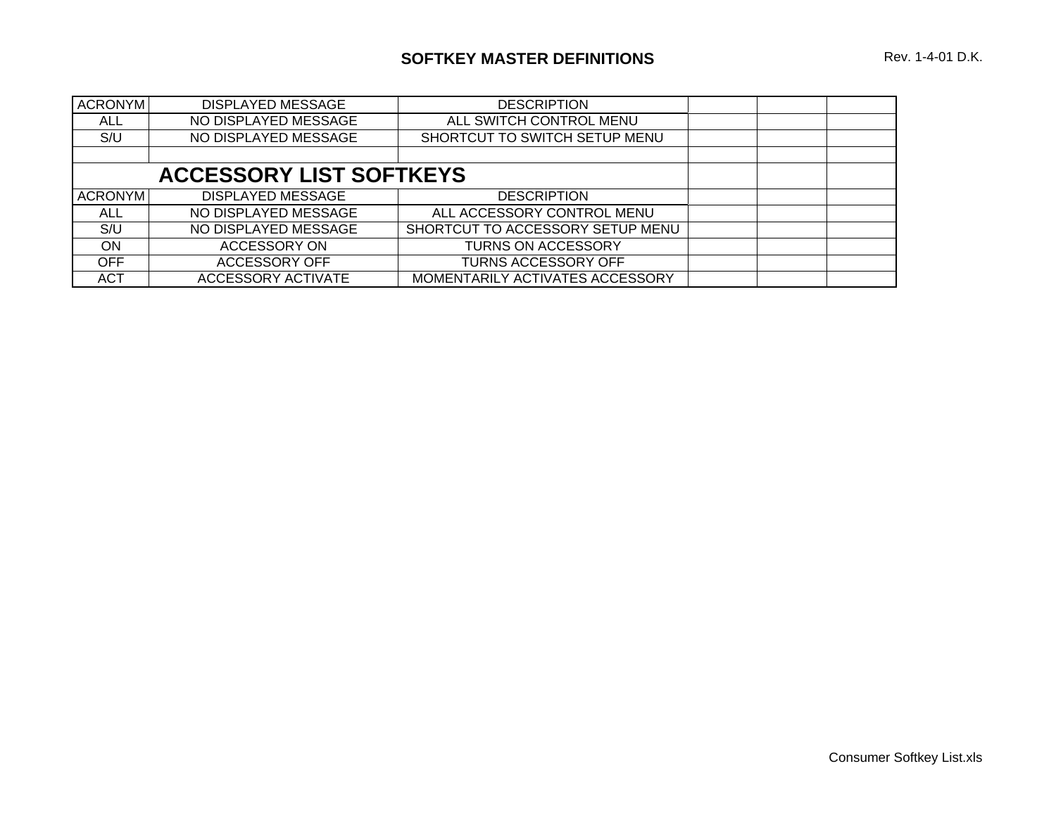## SOFTKEY MASTER DEFINITIONS

Rev. 1-4-01 D.K.

| ACRONYM | DISPLAYED MESSAGE | DESCRIPTION | | | |
|---|---|---|---|---|---|
| ALL | NO DISPLAYED MESSAGE | ALL SWITCH CONTROL MENU | | | |
| S/U | NO DISPLAYED MESSAGE | SHORTCUT TO SWITCH SETUP MENU | | | |
| | | | | | |
| **ACCESSORY LIST SOFTKEYS** | | | | | |
| ACRONYM | DISPLAYED MESSAGE | DESCRIPTION | | | |
| ALL | NO DISPLAYED MESSAGE | ALL ACCESSORY CONTROL MENU | | | |
| S/U | NO DISPLAYED MESSAGE | SHORTCUT TO ACCESSORY SETUP MENU | | | |
| ON | ACCESSORY ON | TURNS ON ACCESSORY | | | |
| OFF | ACCESSORY OFF | TURNS ACCESSORY OFF | | | |
| ACT | ACCESSORY ACTIVATE | MOMENTARILY ACTIVATES ACCESSORY | | | |

Consumer Softkey List.xls